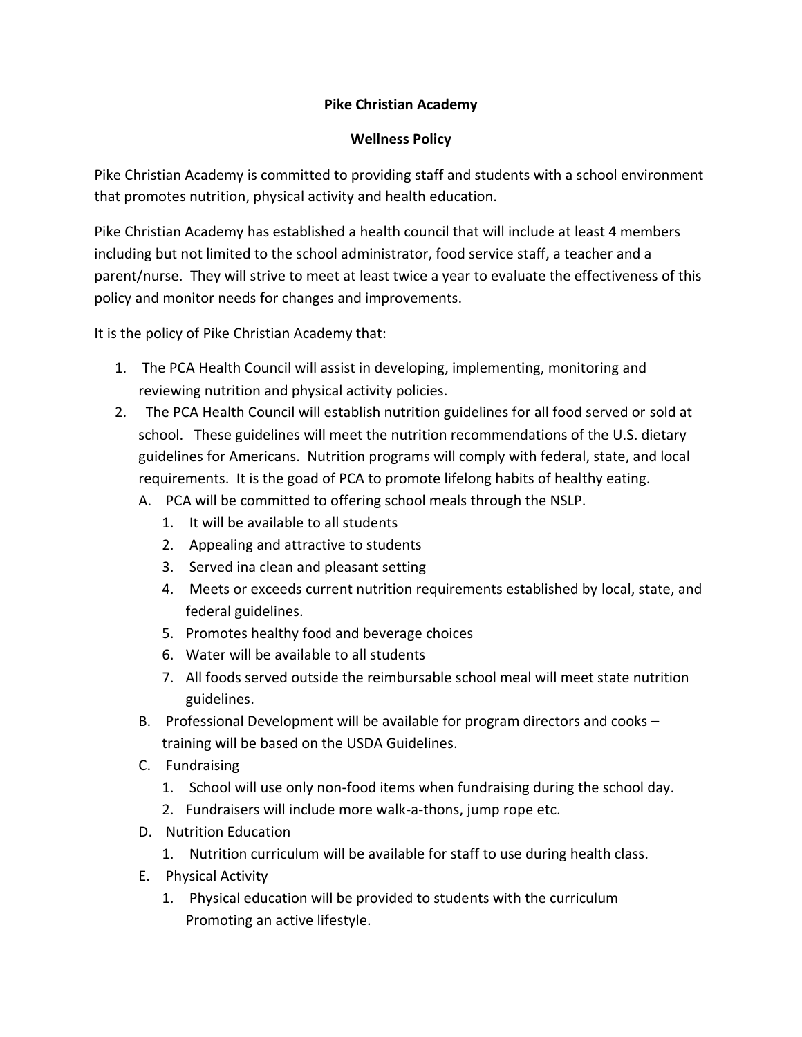**Pike Christian Academy**

**Wellness Policy**

Pike Christian Academy is committed to providing staff and students with a school environment that promotes nutrition, physical activity and health education.

Pike Christian Academy has established a health council that will include at least 4 members including but not limited to the school administrator, food service staff, a teacher and a parent/nurse. They will strive to meet at least twice a year to evaluate the effectiveness of this policy and monitor needs for changes and improvements.

It is the policy of Pike Christian Academy that:

1. The PCA Health Council will assist in developing, implementing, monitoring and reviewing nutrition and physical activity policies.
2. The PCA Health Council will establish nutrition guidelines for all food served or sold at school. These guidelines will meet the nutrition recommendations of the U.S. dietary guidelines for Americans. Nutrition programs will comply with federal, state, and local requirements. It is the goad of PCA to promote lifelong habits of healthy eating.
   - A. PCA will be committed to offering school meals through the NSLP.
     1. It will be available to all students
     2. Appealing and attractive to students
     3. Served ina clean and pleasant setting
     4. Meets or exceeds current nutrition requirements established by local, state, and federal guidelines.
     5. Promotes healthy food and beverage choices
     6. Water will be available to all students
     7. All foods served outside the reimbursable school meal will meet state nutrition guidelines.
   - B. Professional Development will be available for program directors and cooks – training will be based on the USDA Guidelines.
   - C. Fundraising
     1. School will use only non-food items when fundraising during the school day.
     2. Fundraisers will include more walk-a-thons, jump rope etc.
   - D. Nutrition Education
     1. Nutrition curriculum will be available for staff to use during health class.
   - E. Physical Activity
     1. Physical education will be provided to students with the curriculum Promoting an active lifestyle.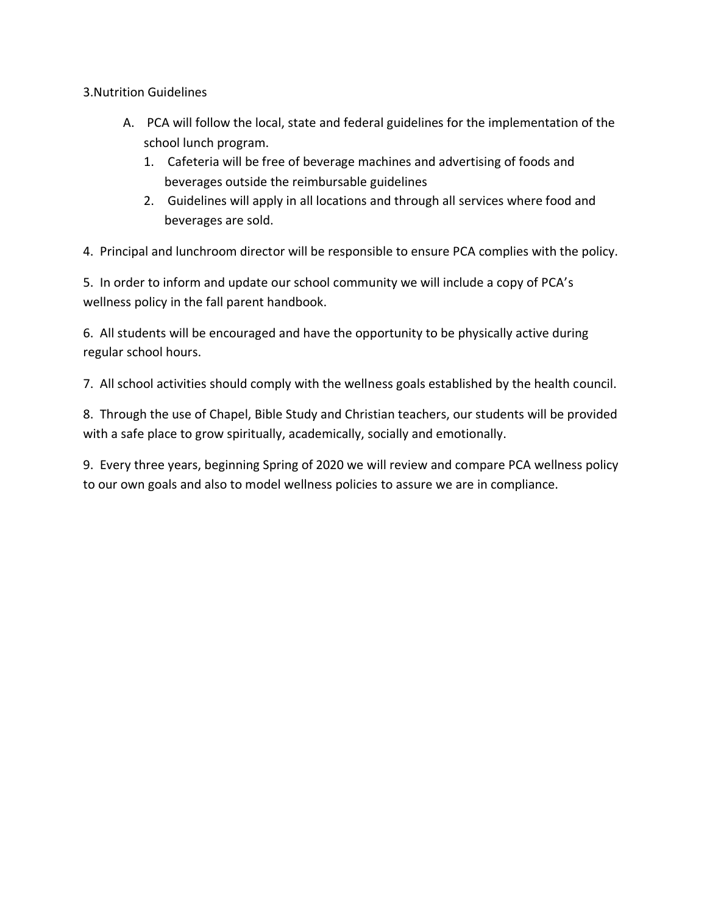3.Nutrition Guidelines

A. PCA will follow the local, state and federal guidelines for the implementation of the school lunch program.
   1. Cafeteria will be free of beverage machines and advertising of foods and beverages outside the reimbursable guidelines
   2. Guidelines will apply in all locations and through all services where food and beverages are sold.

4. Principal and lunchroom director will be responsible to ensure PCA complies with the policy.

5. In order to inform and update our school community we will include a copy of PCA's wellness policy in the fall parent handbook.

6. All students will be encouraged and have the opportunity to be physically active during regular school hours.

7. All school activities should comply with the wellness goals established by the health council.

8. Through the use of Chapel, Bible Study and Christian teachers, our students will be provided with a safe place to grow spiritually, academically, socially and emotionally.

9. Every three years, beginning Spring of 2020 we will review and compare PCA wellness policy to our own goals and also to model wellness policies to assure we are in compliance.